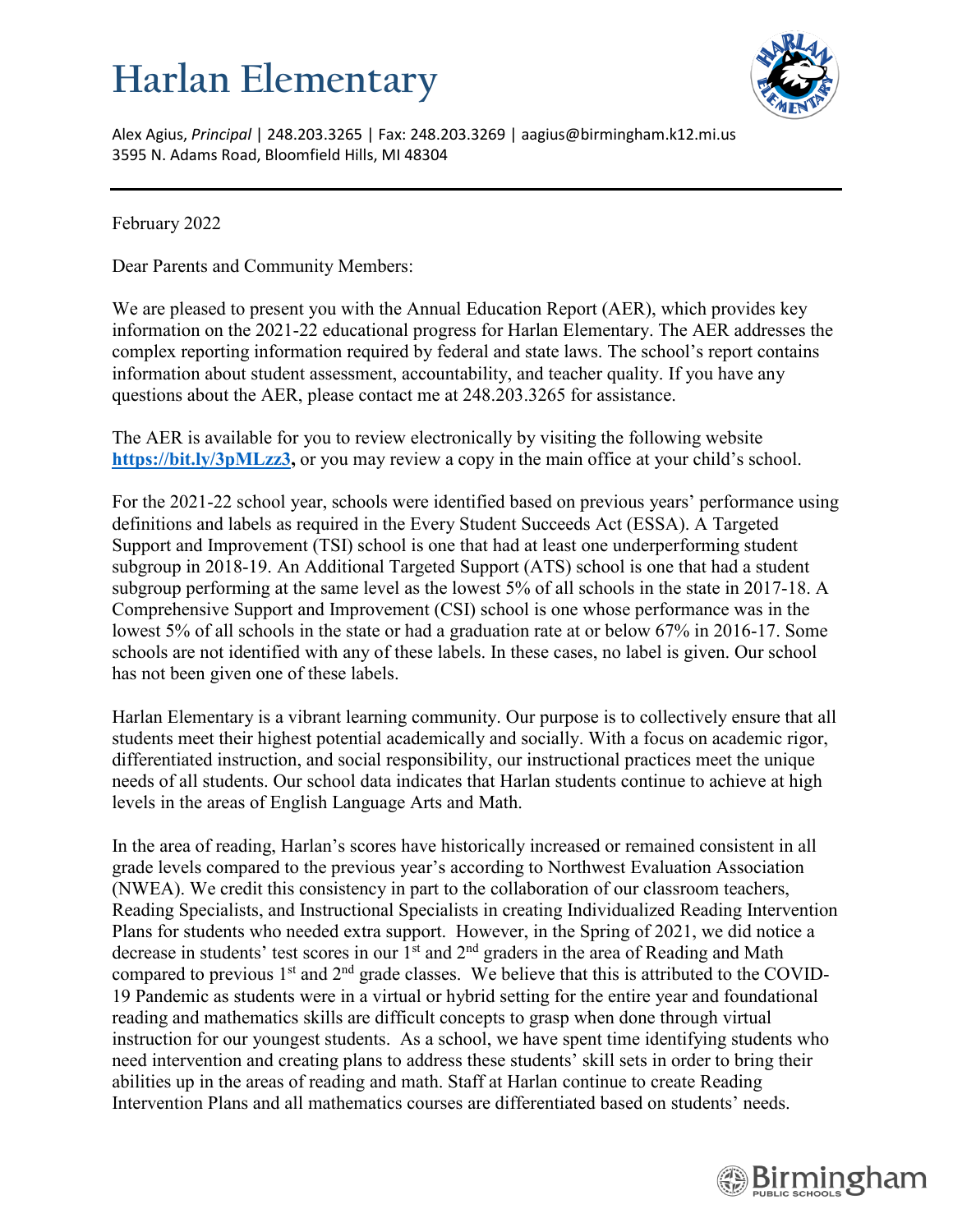# Harlan Elementary

Alex Agius, *Principal* | 248.203.3265 | Fax: 248.203.3269 | aagius@birmingham.k12.mi.us
3595 N. Adams Road, Bloomfield Hills, MI 48304

---

February 2022

Dear Parents and Community Members:

We are pleased to present you with the Annual Education Report (AER), which provides key information on the 2021-22 educational progress for Harlan Elementary. The AER addresses the complex reporting information required by federal and state laws. The school's report contains information about student assessment, accountability, and teacher quality. If you have any questions about the AER, please contact me at 248.203.3265 for assistance.

The AER is available for you to review electronically by visiting the following website **https://bit.ly/3pMLzz3,** or you may review a copy in the main office at your child's school.

For the 2021-22 school year, schools were identified based on previous years' performance using definitions and labels as required in the Every Student Succeeds Act (ESSA). A Targeted Support and Improvement (TSI) school is one that had at least one underperforming student subgroup in 2018-19. An Additional Targeted Support (ATS) school is one that had a student subgroup performing at the same level as the lowest 5% of all schools in the state in 2017-18. A Comprehensive Support and Improvement (CSI) school is one whose performance was in the lowest 5% of all schools in the state or had a graduation rate at or below 67% in 2016-17. Some schools are not identified with any of these labels. In these cases, no label is given. Our school has not been given one of these labels.

Harlan Elementary is a vibrant learning community. Our purpose is to collectively ensure that all students meet their highest potential academically and socially. With a focus on academic rigor, differentiated instruction, and social responsibility, our instructional practices meet the unique needs of all students. Our school data indicates that Harlan students continue to achieve at high levels in the areas of English Language Arts and Math.

In the area of reading, Harlan's scores have historically increased or remained consistent in all grade levels compared to the previous year's according to Northwest Evaluation Association (NWEA). We credit this consistency in part to the collaboration of our classroom teachers, Reading Specialists, and Instructional Specialists in creating Individualized Reading Intervention Plans for students who needed extra support. However, in the Spring of 2021, we did notice a decrease in students' test scores in our 1st and 2nd graders in the area of Reading and Math compared to previous 1st and 2nd grade classes. We believe that this is attributed to the COVID-19 Pandemic as students were in a virtual or hybrid setting for the entire year and foundational reading and mathematics skills are difficult concepts to grasp when done through virtual instruction for our youngest students. As a school, we have spent time identifying students who need intervention and creating plans to address these students' skill sets in order to bring their abilities up in the areas of reading and math. Staff at Harlan continue to create Reading Intervention Plans and all mathematics courses are differentiated based on students' needs.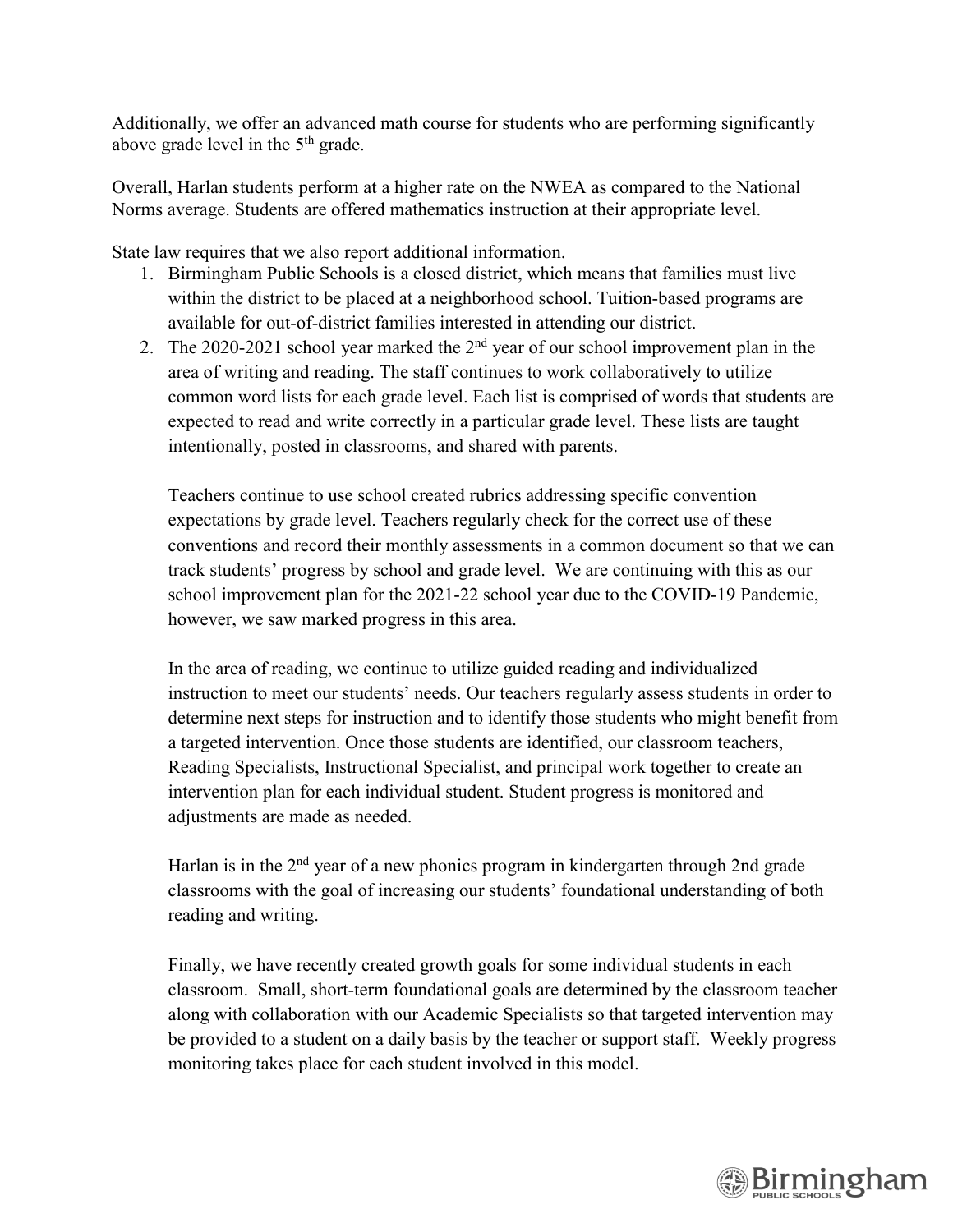Additionally, we offer an advanced math course for students who are performing significantly above grade level in the 5th grade.

Overall, Harlan students perform at a higher rate on the NWEA as compared to the National Norms average. Students are offered mathematics instruction at their appropriate level.

State law requires that we also report additional information.

1. Birmingham Public Schools is a closed district, which means that families must live within the district to be placed at a neighborhood school. Tuition-based programs are available for out-of-district families interested in attending our district.
2. The 2020-2021 school year marked the 2nd year of our school improvement plan in the area of writing and reading. The staff continues to work collaboratively to utilize common word lists for each grade level. Each list is comprised of words that students are expected to read and write correctly in a particular grade level. These lists are taught intentionally, posted in classrooms, and shared with parents.

   Teachers continue to use school created rubrics addressing specific convention expectations by grade level. Teachers regularly check for the correct use of these conventions and record their monthly assessments in a common document so that we can track students' progress by school and grade level. We are continuing with this as our school improvement plan for the 2021-22 school year due to the COVID-19 Pandemic, however, we saw marked progress in this area.

   In the area of reading, we continue to utilize guided reading and individualized instruction to meet our students' needs. Our teachers regularly assess students in order to determine next steps for instruction and to identify those students who might benefit from a targeted intervention. Once those students are identified, our classroom teachers, Reading Specialists, Instructional Specialist, and principal work together to create an intervention plan for each individual student. Student progress is monitored and adjustments are made as needed.

   Harlan is in the 2nd year of a new phonics program in kindergarten through 2nd grade classrooms with the goal of increasing our students' foundational understanding of both reading and writing.

   Finally, we have recently created growth goals for some individual students in each classroom. Small, short-term foundational goals are determined by the classroom teacher along with collaboration with our Academic Specialists so that targeted intervention may be provided to a student on a daily basis by the teacher or support staff. Weekly progress monitoring takes place for each student involved in this model.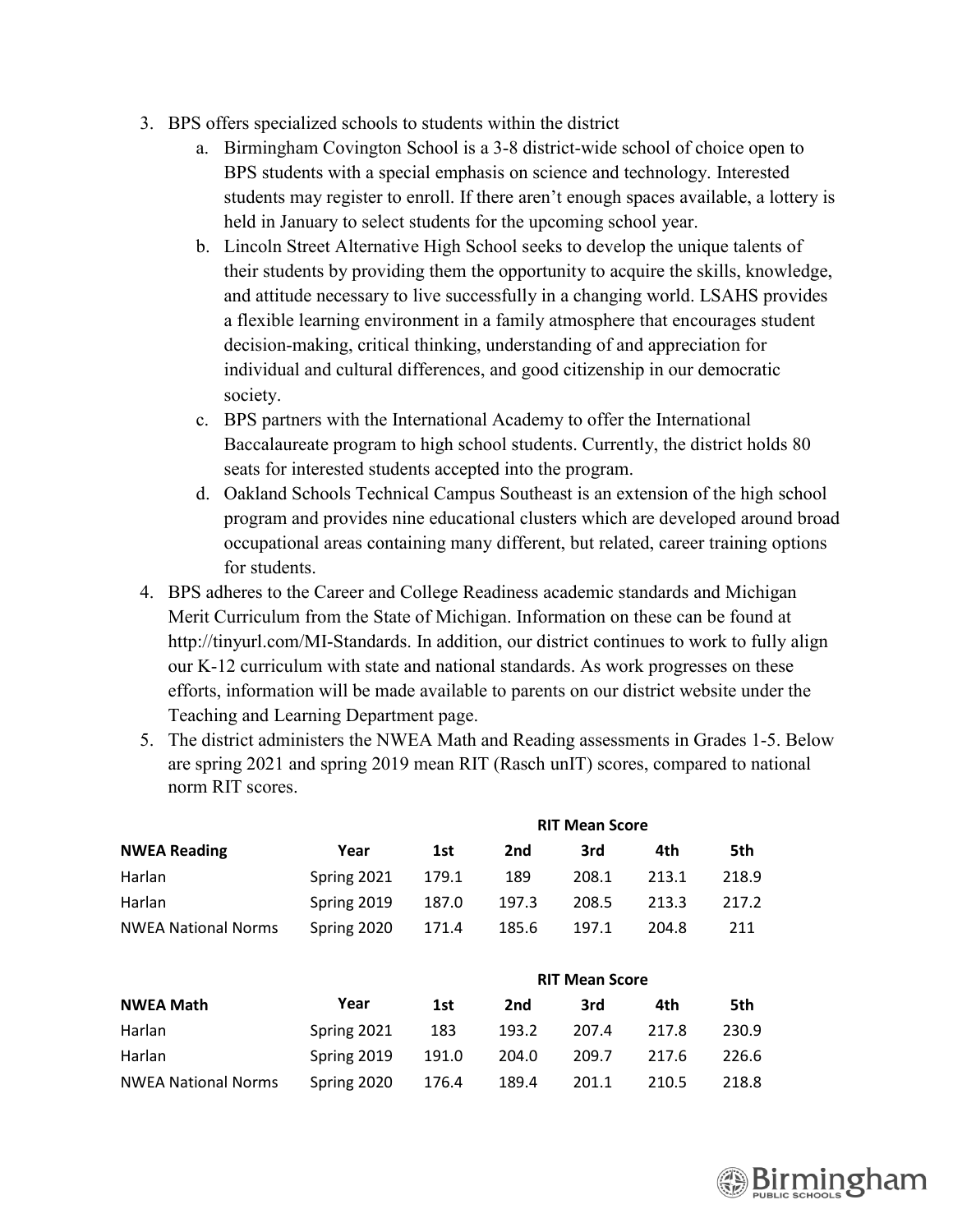3. BPS offers specialized schools to students within the district
    a. Birmingham Covington School is a 3-8 district-wide school of choice open to BPS students with a special emphasis on science and technology. Interested students may register to enroll. If there aren't enough spaces available, a lottery is held in January to select students for the upcoming school year.
    b. Lincoln Street Alternative High School seeks to develop the unique talents of their students by providing them the opportunity to acquire the skills, knowledge, and attitude necessary to live successfully in a changing world. LSAHS provides a flexible learning environment in a family atmosphere that encourages student decision-making, critical thinking, understanding of and appreciation for individual and cultural differences, and good citizenship in our democratic society.
    c. BPS partners with the International Academy to offer the International Baccalaureate program to high school students. Currently, the district holds 80 seats for interested students accepted into the program.
    d. Oakland Schools Technical Campus Southeast is an extension of the high school program and provides nine educational clusters which are developed around broad occupational areas containing many different, but related, career training options for students.
4. BPS adheres to the Career and College Readiness academic standards and Michigan Merit Curriculum from the State of Michigan. Information on these can be found at http://tinyurl.com/MI-Standards. In addition, our district continues to work to fully align our K-12 curriculum with state and national standards. As work progresses on these efforts, information will be made available to parents on our district website under the Teaching and Learning Department page.
5. The district administers the NWEA Math and Reading assessments in Grades 1-5. Below are spring 2021 and spring 2019 mean RIT (Rasch unIT) scores, compared to national norm RIT scores.

| | | RIT Mean Score | | | | |
|---|---|---|---|---|---|---|
| **NWEA Reading** | **Year** | **1st** | **2nd** | **3rd** | **4th** | **5th** |
| Harlan | Spring 2021 | 179.1 | 189 | 208.1 | 213.1 | 218.9 |
| Harlan | Spring 2019 | 187.0 | 197.3 | 208.5 | 213.3 | 217.2 |
| NWEA National Norms | Spring 2020 | 171.4 | 185.6 | 197.1 | 204.8 | 211 |

| | | RIT Mean Score | | | | |
|---|---|---|---|---|---|---|
| **NWEA Math** | **Year** | **1st** | **2nd** | **3rd** | **4th** | **5th** |
| Harlan | Spring 2021 | 183 | 193.2 | 207.4 | 217.8 | 230.9 |
| Harlan | Spring 2019 | 191.0 | 204.0 | 209.7 | 217.6 | 226.6 |
| NWEA National Norms | Spring 2020 | 176.4 | 189.4 | 201.1 | 210.5 | 218.8 |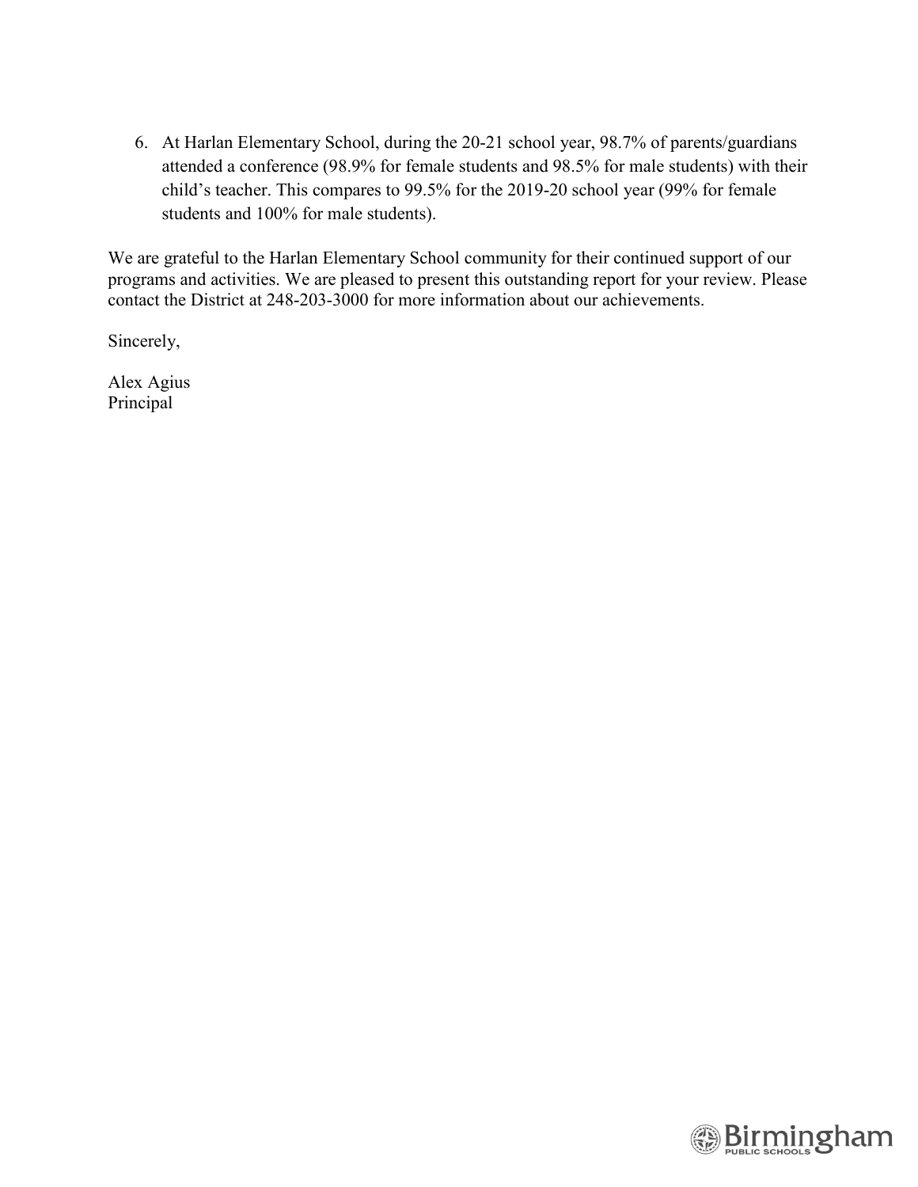6. At Harlan Elementary School, during the 20-21 school year, 98.7% of parents/guardians attended a conference (98.9% for female students and 98.5% for male students) with their child's teacher. This compares to 99.5% for the 2019-20 school year (99% for female students and 100% for male students).

We are grateful to the Harlan Elementary School community for their continued support of our programs and activities. We are pleased to present this outstanding report for your review. Please contact the District at 248-203-3000 for more information about our achievements.

Sincerely,

Alex Agius
Principal